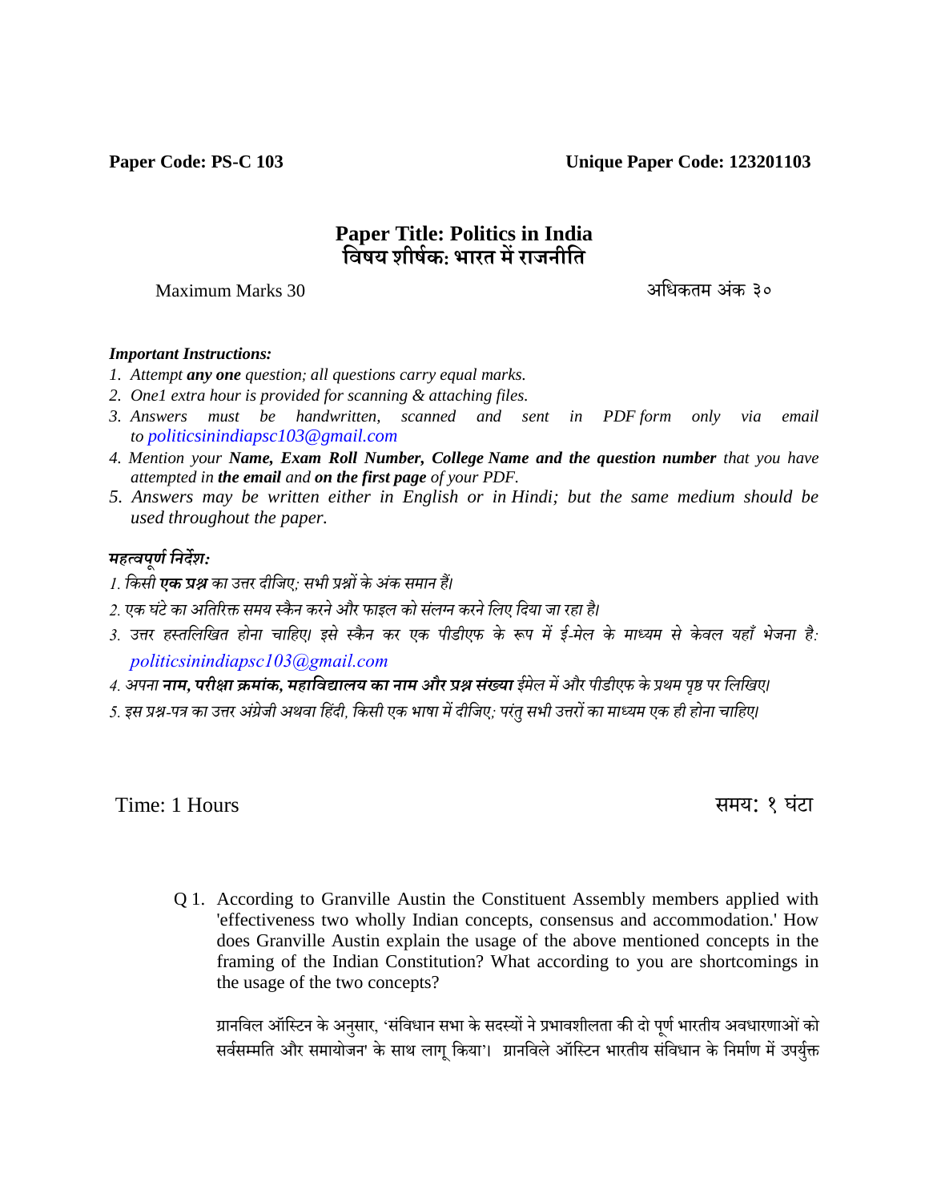**Paper Code: PS-C 103** **Unique Paper Code: 123201103**

## Paper Title: Politics in India
## विषय शीर्षक: भारत में राजनीति

Maximum Marks 30 अधिकतम अंक ३०

***Important Instructions:***

1. *Attempt **any one** question; all questions carry equal marks.*
2. *One1 extra hour is provided for scanning & attaching files.*
3. *Answers must be handwritten, scanned and sent in PDF form only via email to politicsinindiapsc103@gmail.com*
4. *Mention your **Name, Exam Roll Number, College Name and the question number** that you have attempted in **the email** and **on the first page** of your PDF.*
5. *Answers may be written either in English or in Hindi; but the same medium should be used throughout the paper.*

***महत्वपूर्ण निर्देश:***

1. *किसी **एक प्रश्न** का उत्तर दीजिए; सभी प्रश्नों के अंक समान हैं।*
2. *एक घंटे का अतिरिक्त समय स्कैन करने और फाइल को संलग्न करने लिए दिया जा रहा है।*
3. *उत्तर हस्तलिखित होना चाहिए। इसे स्कैन कर एक पीडीएफ के रूप में ई-मेल के माध्यम से केवल यहाँ भेजना है: politicsinindiapsc103@gmail.com*
4. *अपना **नाम, परीक्षा क्रमांक, महाविद्यालय का नाम और प्रश्न संख्या** ईमेल में और पीडीएफ के प्रथम पृष्ठ पर लिखिए।*
5. *इस प्रश्न-पत्र का उत्तर अंग्रेजी अथवा हिंदी, किसी एक भाषा में दीजिए; परंतु सभी उत्तरों का माध्यम एक ही होना चाहिए।*

Time: 1 Hours समय: १ घंटा

Q 1. According to Granville Austin the Constituent Assembly members applied with 'effectiveness two wholly Indian concepts, consensus and accommodation.' How does Granville Austin explain the usage of the above mentioned concepts in the framing of the Indian Constitution? What according to you are shortcomings in the usage of the two concepts?

ग्रानविल ऑस्टिन के अनुसार, 'संविधान सभा के सदस्यों ने प्रभावशीलता की दो पूर्ण भारतीय अवधारणाओं को सर्वसम्मति और समायोजन' के साथ लागू किया'। ग्रानविले ऑस्टिन भारतीय संविधान के निर्माण में उपर्युक्त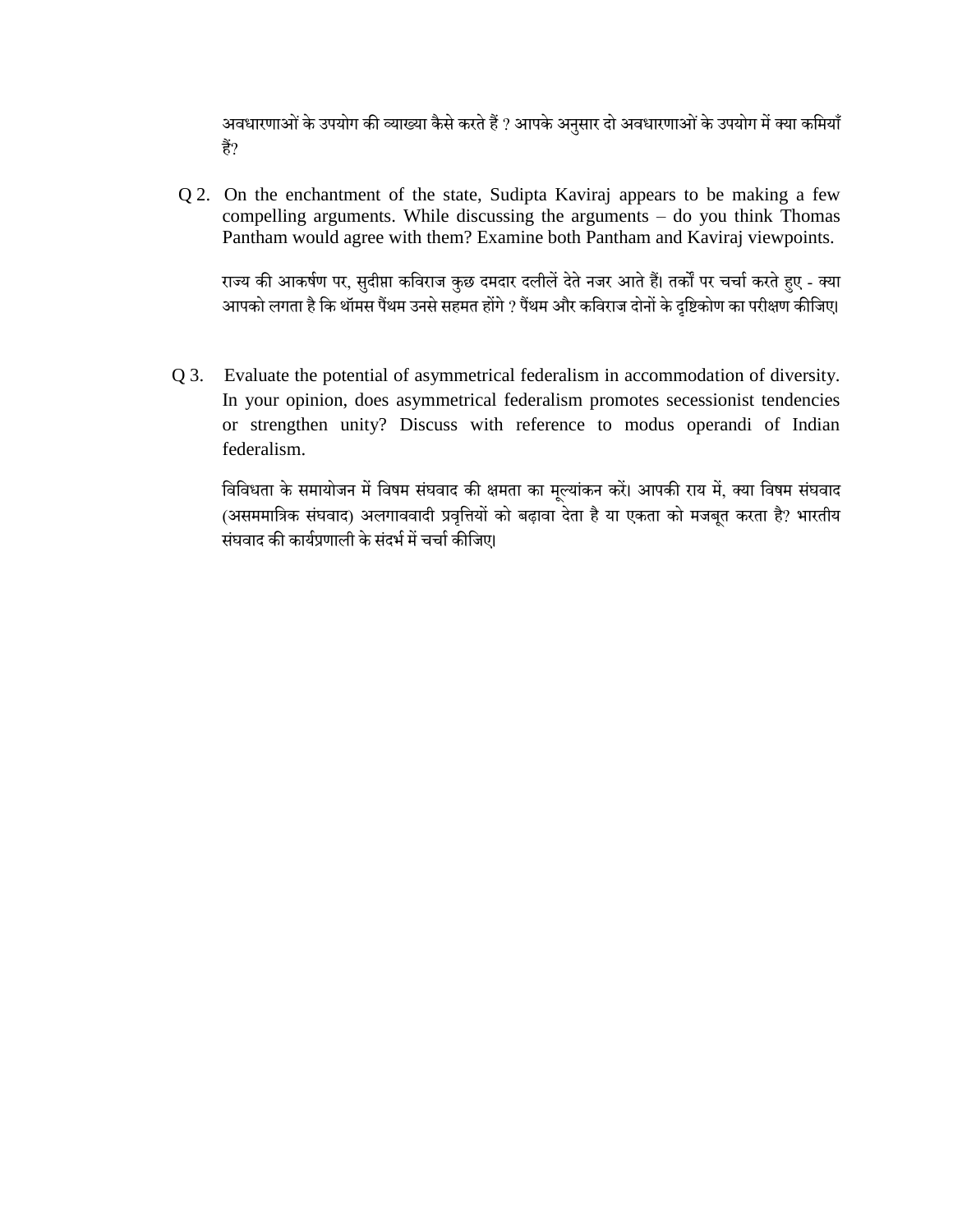अवधारणाओं के उपयोग की व्याख्या कैसे करते हैं ? आपके अनुसार दो अवधारणाओं के उपयोग में क्या कमियाँ हैं?

Q 2. On the enchantment of the state, Sudipta Kaviraj appears to be making a few compelling arguments. While discussing the arguments – do you think Thomas Pantham would agree with them? Examine both Pantham and Kaviraj viewpoints.

राज्य की आकर्षण पर, सुदीप्ता कविराज कुछ दमदार दलीलें देते नजर आते हैं। तर्कों पर चर्चा करते हुए - क्या आपको लगता है कि थॉमस पैंथम उनसे सहमत होंगे ? पैंथम और कविराज दोनों के दृष्टिकोण का परीक्षण कीजिए।

Q 3. Evaluate the potential of asymmetrical federalism in accommodation of diversity. In your opinion, does asymmetrical federalism promotes secessionist tendencies or strengthen unity? Discuss with reference to modus operandi of Indian federalism.

विविधता के समायोजन में विषम संघवाद की क्षमता का मूल्यांकन करें। आपकी राय में, क्या विषम संघवाद (असममात्रिक संघवाद) अलगाववादी प्रवृत्तियों को बढ़ावा देता है या एकता को मजबूत करता है? भारतीय संघवाद की कार्यप्रणाली के संदर्भ में चर्चा कीजिए।